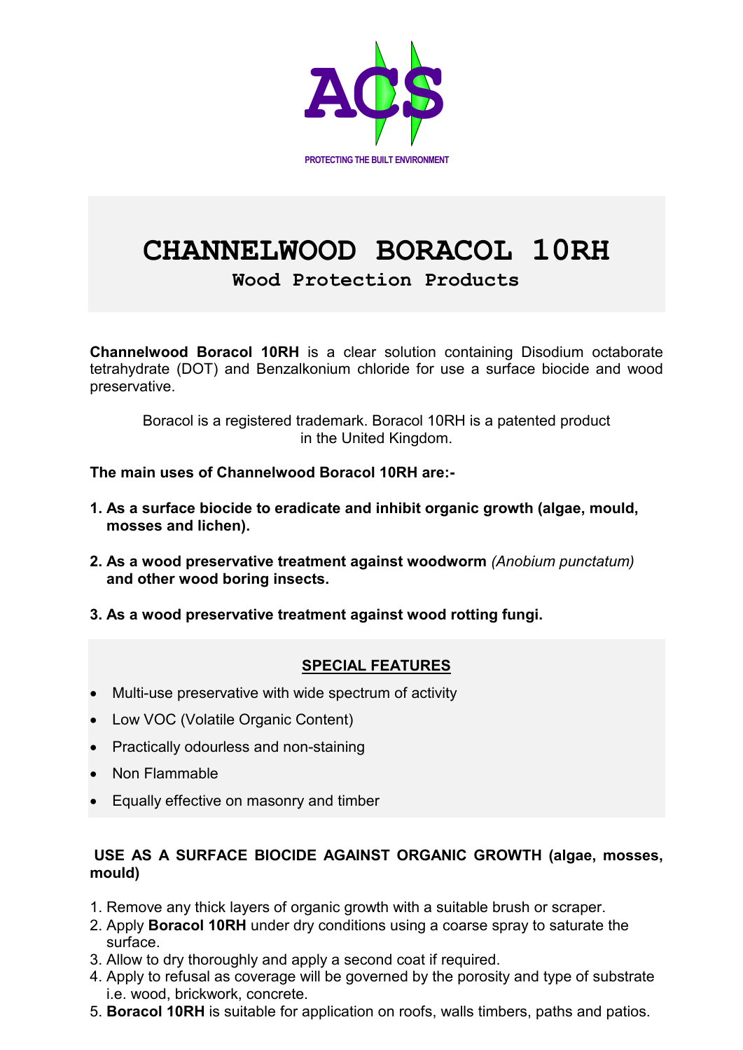ACS

PROTECTING THE BUILT ENVIRONMENT

# CHANNELWOOD BORACOL 10RH

## Wood Protection Products

**Channelwood Boracol 10RH** is a clear solution containing Disodium octaborate tetrahydrate (DOT) and Benzalkonium chloride for use a surface biocide and wood preservative.

Boracol is a registered trademark. Boracol 10RH is a patented product in the United Kingdom.

**The main uses of Channelwood Boracol 10RH are:-**

1. **As a surface biocide to eradicate and inhibit organic growth (algae, mould, mosses and lichen).**
2. **As a wood preservative treatment against woodworm** *(Anobium punctatum)* **and other wood boring insects.**
3. **As a wood preservative treatment against wood rotting fungi.**

### SPECIAL FEATURES

- Multi-use preservative with wide spectrum of activity
- Low VOC (Volatile Organic Content)
- Practically odourless and non-staining
- Non Flammable
- Equally effective on masonry and timber

### USE AS A SURFACE BIOCIDE AGAINST ORGANIC GROWTH (algae, mosses, mould)

1. Remove any thick layers of organic growth with a suitable brush or scraper.
2. Apply **Boracol 10RH** under dry conditions using a coarse spray to saturate the surface.
3. Allow to dry thoroughly and apply a second coat if required.
4. Apply to refusal as coverage will be governed by the porosity and type of substrate i.e. wood, brickwork, concrete.
5. **Boracol 10RH** is suitable for application on roofs, walls timbers, paths and patios.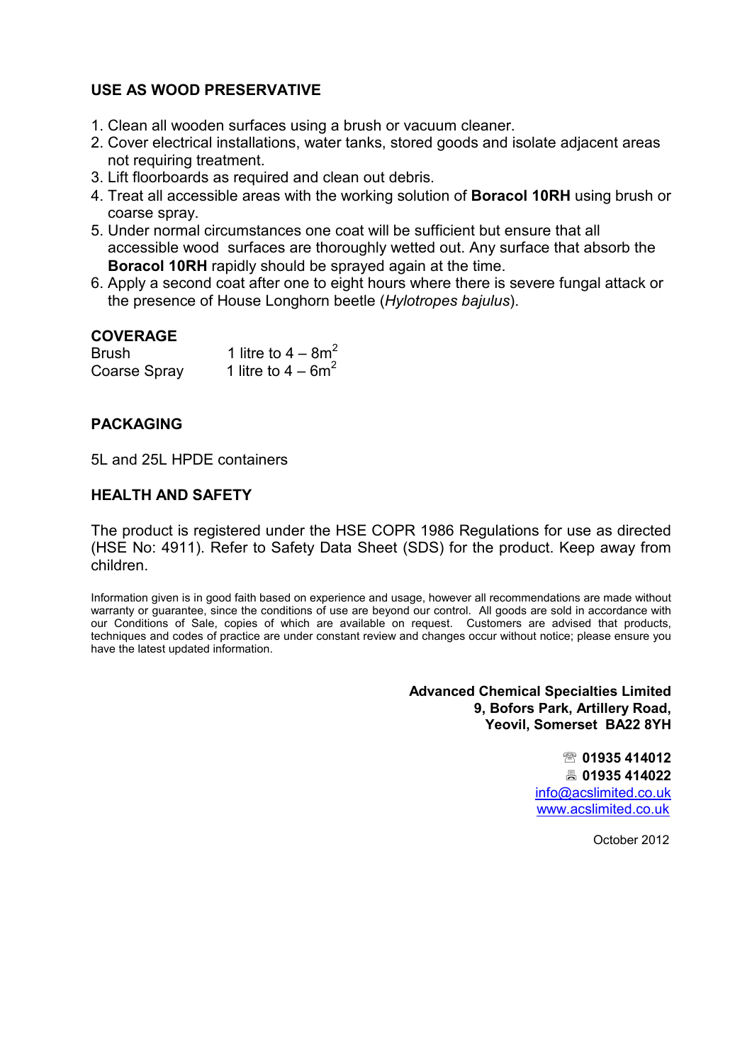## USE AS WOOD PRESERVATIVE

1. Clean all wooden surfaces using a brush or vacuum cleaner.
2. Cover electrical installations, water tanks, stored goods and isolate adjacent areas not requiring treatment.
3. Lift floorboards as required and clean out debris.
4. Treat all accessible areas with the working solution of **Boracol 10RH** using brush or coarse spray.
5. Under normal circumstances one coat will be sufficient but ensure that all accessible wood surfaces are thoroughly wetted out. Any surface that absorb the **Boracol 10RH** rapidly should be sprayed again at the time.
6. Apply a second coat after one to eight hours where there is severe fungal attack or the presence of House Longhorn beetle (*Hylotropes bajulus*).

## COVERAGE

| | |
|---|---|
| Brush | 1 litre to 4 – 8m$^2$ |
| Coarse Spray | 1 litre to 4 – 6m$^2$ |

## PACKAGING

5L and 25L HPDE containers

## HEALTH AND SAFETY

The product is registered under the HSE COPR 1986 Regulations for use as directed (HSE No: 4911). Refer to Safety Data Sheet (SDS) for the product. Keep away from children.

Information given is in good faith based on experience and usage, however all recommendations are made without warranty or guarantee, since the conditions of use are beyond our control. All goods are sold in accordance with our Conditions of Sale, copies of which are available on request. Customers are advised that products, techniques and codes of practice are under constant review and changes occur without notice; please ensure you have the latest updated information.

**Advanced Chemical Specialties Limited**
**9, Bofors Park, Artillery Road,**
**Yeovil, Somerset BA22 8YH**

☏ **01935 414012**
🖷 **01935 414022**
info@acslimited.co.uk
www.acslimited.co.uk

October 2012